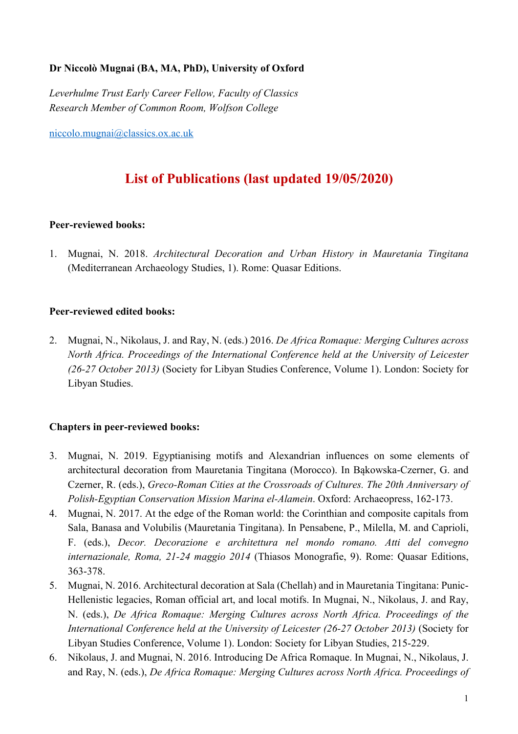**Dr Niccolò Mugnai (BA, MA, PhD), University of Oxford**

*Leverhulme Trust Early Career Fellow, Faculty of Classics*
*Research Member of Common Room, Wolfson College*

niccolo.mugnai@classics.ox.ac.uk

# List of Publications (last updated 19/05/2020)

**Peer-reviewed books:**

1. Mugnai, N. 2018. *Architectural Decoration and Urban History in Mauretania Tingitana* (Mediterranean Archaeology Studies, 1). Rome: Quasar Editions.

**Peer-reviewed edited books:**

2. Mugnai, N., Nikolaus, J. and Ray, N. (eds.) 2016. *De Africa Romaque: Merging Cultures across North Africa. Proceedings of the International Conference held at the University of Leicester (26-27 October 2013)* (Society for Libyan Studies Conference, Volume 1). London: Society for Libyan Studies.

**Chapters in peer-reviewed books:**

3. Mugnai, N. 2019. Egyptianising motifs and Alexandrian influences on some elements of architectural decoration from Mauretania Tingitana (Morocco). In Bąkowska-Czerner, G. and Czerner, R. (eds.), *Greco-Roman Cities at the Crossroads of Cultures. The 20th Anniversary of Polish-Egyptian Conservation Mission Marina el-Alamein*. Oxford: Archaeopress, 162-173.
4. Mugnai, N. 2017. At the edge of the Roman world: the Corinthian and composite capitals from Sala, Banasa and Volubilis (Mauretania Tingitana). In Pensabene, P., Milella, M. and Caprioli, F. (eds.), *Decor. Decorazione e architettura nel mondo romano. Atti del convegno internazionale, Roma, 21-24 maggio 2014* (Thiasos Monografie, 9). Rome: Quasar Editions, 363-378.
5. Mugnai, N. 2016. Architectural decoration at Sala (Chellah) and in Mauretania Tingitana: Punic-Hellenistic legacies, Roman official art, and local motifs. In Mugnai, N., Nikolaus, J. and Ray, N. (eds.), *De Africa Romaque: Merging Cultures across North Africa. Proceedings of the International Conference held at the University of Leicester (26-27 October 2013)* (Society for Libyan Studies Conference, Volume 1). London: Society for Libyan Studies, 215-229.
6. Nikolaus, J. and Mugnai, N. 2016. Introducing De Africa Romaque. In Mugnai, N., Nikolaus, J. and Ray, N. (eds.), *De Africa Romaque: Merging Cultures across North Africa. Proceedings of*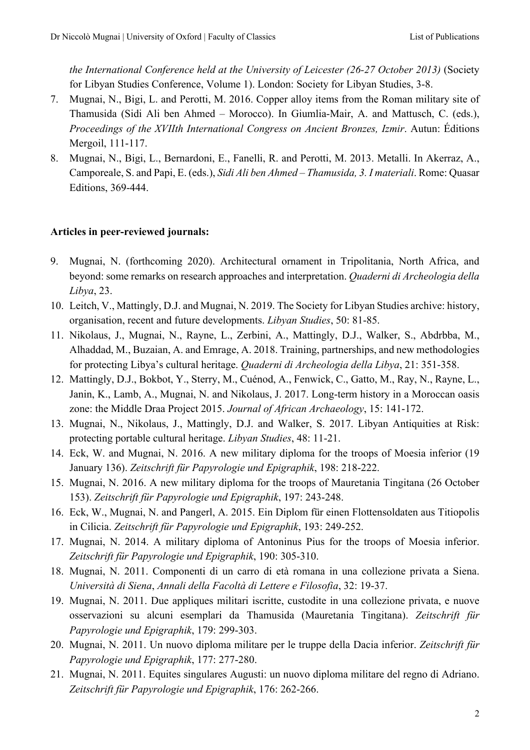*the International Conference held at the University of Leicester (26-27 October 2013)* (Society for Libyan Studies Conference, Volume 1). London: Society for Libyan Studies, 3-8.

7. Mugnai, N., Bigi, L. and Perotti, M. 2016. Copper alloy items from the Roman military site of Thamusida (Sidi Ali ben Ahmed – Morocco). In Giumlia-Mair, A. and Mattusch, C. (eds.), *Proceedings of the XVIIth International Congress on Ancient Bronzes, Izmir*. Autun: Éditions Mergoil, 111-117.
8. Mugnai, N., Bigi, L., Bernardoni, E., Fanelli, R. and Perotti, M. 2013. Metalli. In Akerraz, A., Camporeale, S. and Papi, E. (eds.), *Sidi Ali ben Ahmed – Thamusida, 3. I materiali*. Rome: Quasar Editions, 369-444.

**Articles in peer-reviewed journals:**

9. Mugnai, N. (forthcoming 2020). Architectural ornament in Tripolitania, North Africa, and beyond: some remarks on research approaches and interpretation. *Quaderni di Archeologia della Libya*, 23.
10. Leitch, V., Mattingly, D.J. and Mugnai, N. 2019. The Society for Libyan Studies archive: history, organisation, recent and future developments. *Libyan Studies*, 50: 81-85.
11. Nikolaus, J., Mugnai, N., Rayne, L., Zerbini, A., Mattingly, D.J., Walker, S., Abdrbba, M., Alhaddad, M., Buzaian, A. and Emrage, A. 2018. Training, partnerships, and new methodologies for protecting Libya's cultural heritage. *Quaderni di Archeologia della Libya*, 21: 351-358.
12. Mattingly, D.J., Bokbot, Y., Sterry, M., Cuénod, A., Fenwick, C., Gatto, M., Ray, N., Rayne, L., Janin, K., Lamb, A., Mugnai, N. and Nikolaus, J. 2017. Long-term history in a Moroccan oasis zone: the Middle Draa Project 2015. *Journal of African Archaeology*, 15: 141-172.
13. Mugnai, N., Nikolaus, J., Mattingly, D.J. and Walker, S. 2017. Libyan Antiquities at Risk: protecting portable cultural heritage. *Libyan Studies*, 48: 11-21.
14. Eck, W. and Mugnai, N. 2016. A new military diploma for the troops of Moesia inferior (19 January 136). *Zeitschrift für Papyrologie und Epigraphik*, 198: 218-222.
15. Mugnai, N. 2016. A new military diploma for the troops of Mauretania Tingitana (26 October 153). *Zeitschrift für Papyrologie und Epigraphik*, 197: 243-248.
16. Eck, W., Mugnai, N. and Pangerl, A. 2015. Ein Diplom für einen Flottensoldaten aus Titiopolis in Cilicia. *Zeitschrift für Papyrologie und Epigraphik*, 193: 249-252.
17. Mugnai, N. 2014. A military diploma of Antoninus Pius for the troops of Moesia inferior. *Zeitschrift für Papyrologie und Epigraphik*, 190: 305-310.
18. Mugnai, N. 2011. Componenti di un carro di età romana in una collezione privata a Siena. *Università di Siena*, *Annali della Facoltà di Lettere e Filosofia*, 32: 19-37.
19. Mugnai, N. 2011. Due appliques militari inscritte, custodite in una collezione privata, e nuove osservazioni su alcuni esemplari da Thamusida (Mauretania Tingitana). *Zeitschrift für Papyrologie und Epigraphik*, 179: 299-303.
20. Mugnai, N. 2011. Un nuovo diploma militare per le truppe della Dacia inferior. *Zeitschrift für Papyrologie und Epigraphik*, 177: 277-280.
21. Mugnai, N. 2011. Equites singulares Augusti: un nuovo diploma militare del regno di Adriano. *Zeitschrift für Papyrologie und Epigraphik*, 176: 262-266.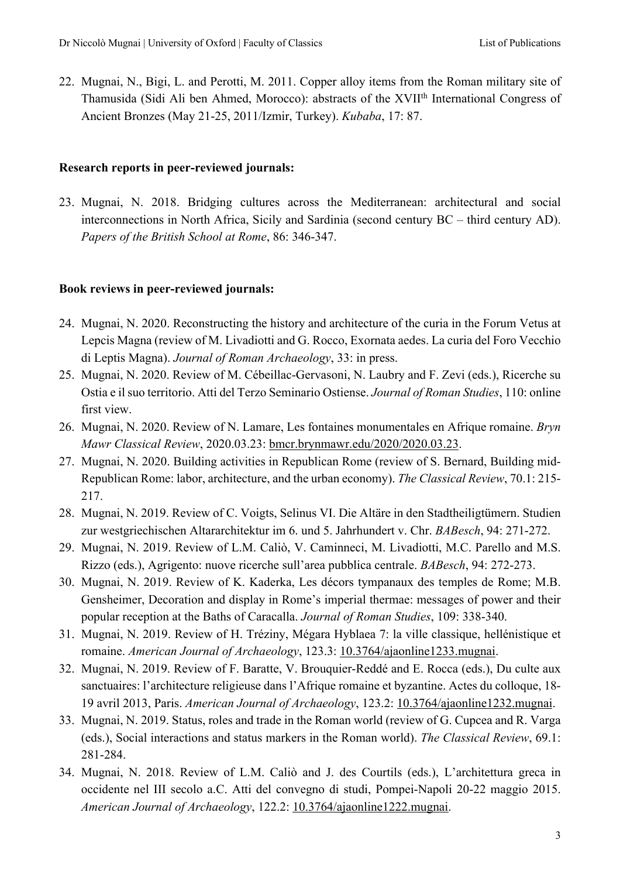22. Mugnai, N., Bigi, L. and Perotti, M. 2011. Copper alloy items from the Roman military site of Thamusida (Sidi Ali ben Ahmed, Morocco): abstracts of the XVII$^{th}$ International Congress of Ancient Bronzes (May 21-25, 2011/Izmir, Turkey). *Kubaba*, 17: 87.

**Research reports in peer-reviewed journals:**

23. Mugnai, N. 2018. Bridging cultures across the Mediterranean: architectural and social interconnections in North Africa, Sicily and Sardinia (second century BC – third century AD). *Papers of the British School at Rome*, 86: 346-347.

**Book reviews in peer-reviewed journals:**

24. Mugnai, N. 2020. Reconstructing the history and architecture of the curia in the Forum Vetus at Lepcis Magna (review of M. Livadiotti and G. Rocco, Exornata aedes. La curia del Foro Vecchio di Leptis Magna). *Journal of Roman Archaeology*, 33: in press.
25. Mugnai, N. 2020. Review of M. Cébeillac-Gervasoni, N. Laubry and F. Zevi (eds.), Ricerche su Ostia e il suo territorio. Atti del Terzo Seminario Ostiense. *Journal of Roman Studies*, 110: online first view.
26. Mugnai, N. 2020. Review of N. Lamare, Les fontaines monumentales en Afrique romaine. *Bryn Mawr Classical Review*, 2020.03.23: bmcr.brynmawr.edu/2020/2020.03.23.
27. Mugnai, N. 2020. Building activities in Republican Rome (review of S. Bernard, Building mid-Republican Rome: labor, architecture, and the urban economy). *The Classical Review*, 70.1: 215-217.
28. Mugnai, N. 2019. Review of C. Voigts, Selinus VI. Die Altäre in den Stadtheiligtümern. Studien zur westgriechischen Altararchitektur im 6. und 5. Jahrhundert v. Chr. *BABesch*, 94: 271-272.
29. Mugnai, N. 2019. Review of L.M. Caliò, V. Caminneci, M. Livadiotti, M.C. Parello and M.S. Rizzo (eds.), Agrigento: nuove ricerche sull'area pubblica centrale. *BABesch*, 94: 272-273.
30. Mugnai, N. 2019. Review of K. Kaderka, Les décors tympanaux des temples de Rome; M.B. Gensheimer, Decoration and display in Rome's imperial thermae: messages of power and their popular reception at the Baths of Caracalla. *Journal of Roman Studies*, 109: 338-340.
31. Mugnai, N. 2019. Review of H. Tréziny, Mégara Hyblaea 7: la ville classique, hellénistique et romaine. *American Journal of Archaeology*, 123.3: 10.3764/ajaonline1233.mugnai.
32. Mugnai, N. 2019. Review of F. Baratte, V. Brouquier-Reddé and E. Rocca (eds.), Du culte aux sanctuaires: l'architecture religieuse dans l'Afrique romaine et byzantine. Actes du colloque, 18-19 avril 2013, Paris. *American Journal of Archaeology*, 123.2: 10.3764/ajaonline1232.mugnai.
33. Mugnai, N. 2019. Status, roles and trade in the Roman world (review of G. Cupcea and R. Varga (eds.), Social interactions and status markers in the Roman world). *The Classical Review*, 69.1: 281-284.
34. Mugnai, N. 2018. Review of L.M. Caliò and J. des Courtils (eds.), L'architettura greca in occidente nel III secolo a.C. Atti del convegno di studi, Pompei-Napoli 20-22 maggio 2015. *American Journal of Archaeology*, 122.2: 10.3764/ajaonline1222.mugnai.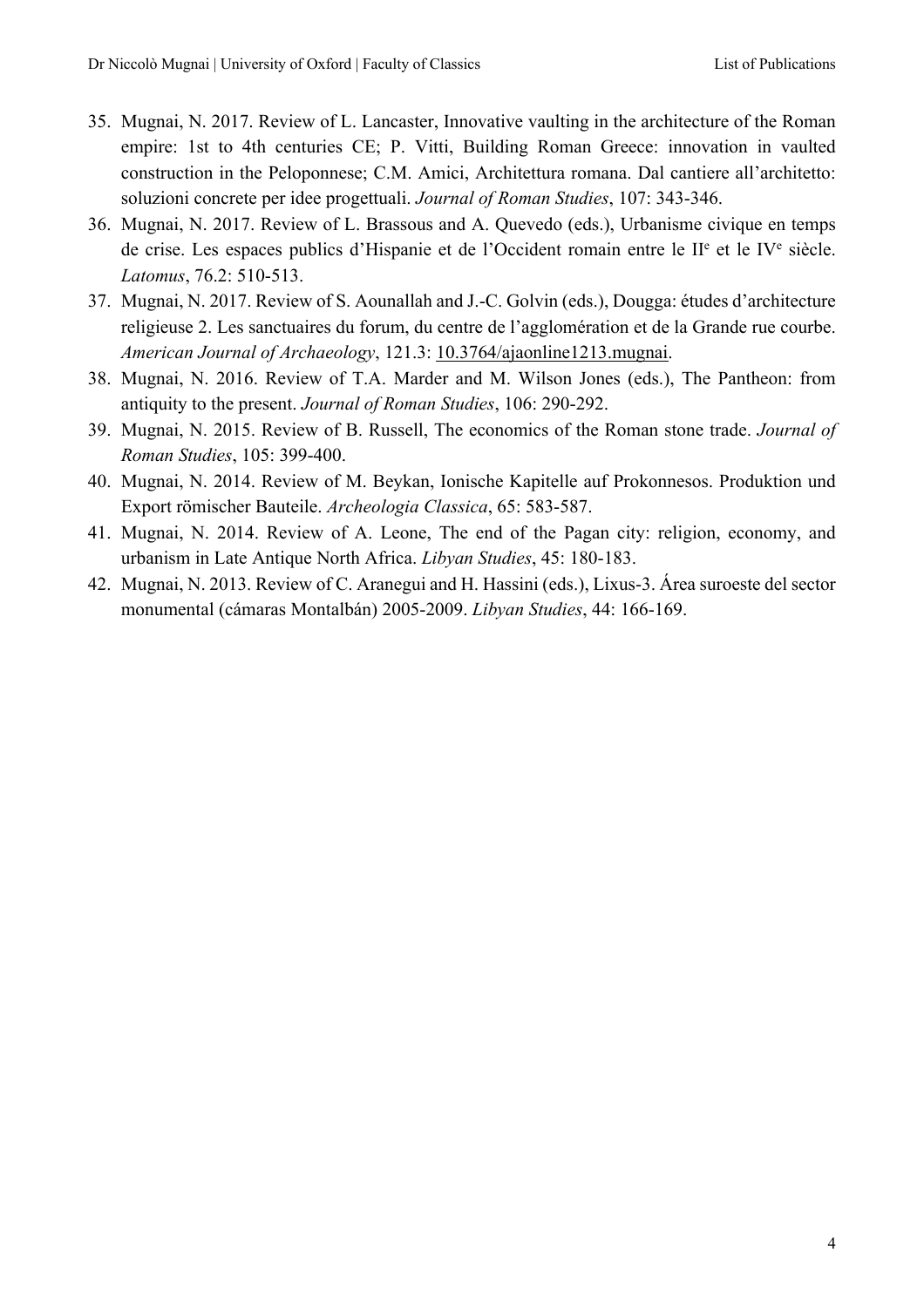35. Mugnai, N. 2017. Review of L. Lancaster, Innovative vaulting in the architecture of the Roman empire: 1st to 4th centuries CE; P. Vitti, Building Roman Greece: innovation in vaulted construction in the Peloponnese; C.M. Amici, Architettura romana. Dal cantiere all'architetto: soluzioni concrete per idee progettuali. *Journal of Roman Studies*, 107: 343-346.
36. Mugnai, N. 2017. Review of L. Brassous and A. Quevedo (eds.), Urbanisme civique en temps de crise. Les espaces publics d'Hispanie et de l'Occident romain entre le IIe et le IVe siècle. *Latomus*, 76.2: 510-513.
37. Mugnai, N. 2017. Review of S. Aounallah and J.-C. Golvin (eds.), Dougga: études d'architecture religieuse 2. Les sanctuaires du forum, du centre de l'agglomération et de la Grande rue courbe. *American Journal of Archaeology*, 121.3: 10.3764/ajaonline1213.mugnai.
38. Mugnai, N. 2016. Review of T.A. Marder and M. Wilson Jones (eds.), The Pantheon: from antiquity to the present. *Journal of Roman Studies*, 106: 290-292.
39. Mugnai, N. 2015. Review of B. Russell, The economics of the Roman stone trade. *Journal of Roman Studies*, 105: 399-400.
40. Mugnai, N. 2014. Review of M. Beykan, Ionische Kapitelle auf Prokonnesos. Produktion und Export römischer Bauteile. *Archeologia Classica*, 65: 583-587.
41. Mugnai, N. 2014. Review of A. Leone, The end of the Pagan city: religion, economy, and urbanism in Late Antique North Africa. *Libyan Studies*, 45: 180-183.
42. Mugnai, N. 2013. Review of C. Aranegui and H. Hassini (eds.), Lixus-3. Área suroeste del sector monumental (cámaras Montalbán) 2005-2009. *Libyan Studies*, 44: 166-169.